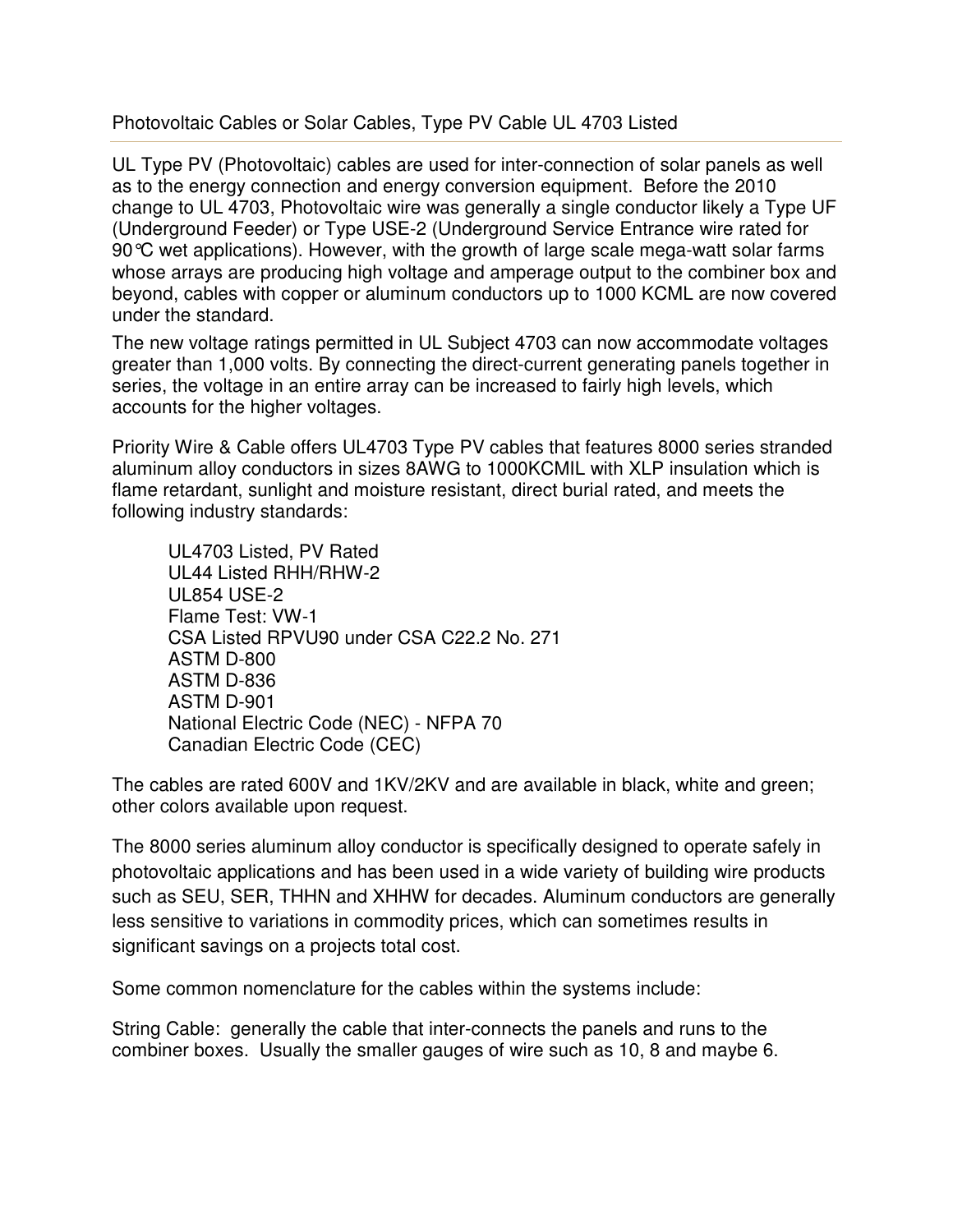# Photovoltaic Cables or Solar Cables, Type PV Cable UL 4703 Listed

UL Type PV (Photovoltaic) cables are used for inter-connection of solar panels as well as to the energy connection and energy conversion equipment. Before the 2010 change to UL 4703, Photovoltaic wire was generally a single conductor likely a Type UF (Underground Feeder) or Type USE-2 (Underground Service Entrance wire rated for 90°C wet applications). However, with the growth of large scale mega-watt solar farms whose arrays are producing high voltage and amperage output to the combiner box and beyond, cables with copper or aluminum conductors up to 1000 KCML are now covered under the standard.

The new voltage ratings permitted in UL Subject 4703 can now accommodate voltages greater than 1,000 volts. By connecting the direct-current generating panels together in series, the voltage in an entire array can be increased to fairly high levels, which accounts for the higher voltages.

Priority Wire & Cable offers UL4703 Type PV cables that features 8000 series stranded aluminum alloy conductors in sizes 8AWG to 1000KCMIL with XLP insulation which is flame retardant, sunlight and moisture resistant, direct burial rated, and meets the following industry standards:

- UL4703 Listed, PV Rated
- UL44 Listed RHH/RHW-2
- UL854 USE-2
- Flame Test: VW-1
- CSA Listed RPVU90 under CSA C22.2 No. 271
- ASTM D-800
- ASTM D-836
- ASTM D-901
- National Electric Code (NEC) - NFPA 70
- Canadian Electric Code (CEC)

The cables are rated 600V and 1KV/2KV and are available in black, white and green; other colors available upon request.

The 8000 series aluminum alloy conductor is specifically designed to operate safely in photovoltaic applications and has been used in a wide variety of building wire products such as SEU, SER, THHN and XHHW for decades. Aluminum conductors are generally less sensitive to variations in commodity prices, which can sometimes results in significant savings on a projects total cost.

Some common nomenclature for the cables within the systems include:

String Cable: generally the cable that inter-connects the panels and runs to the combiner boxes. Usually the smaller gauges of wire such as 10, 8 and maybe 6.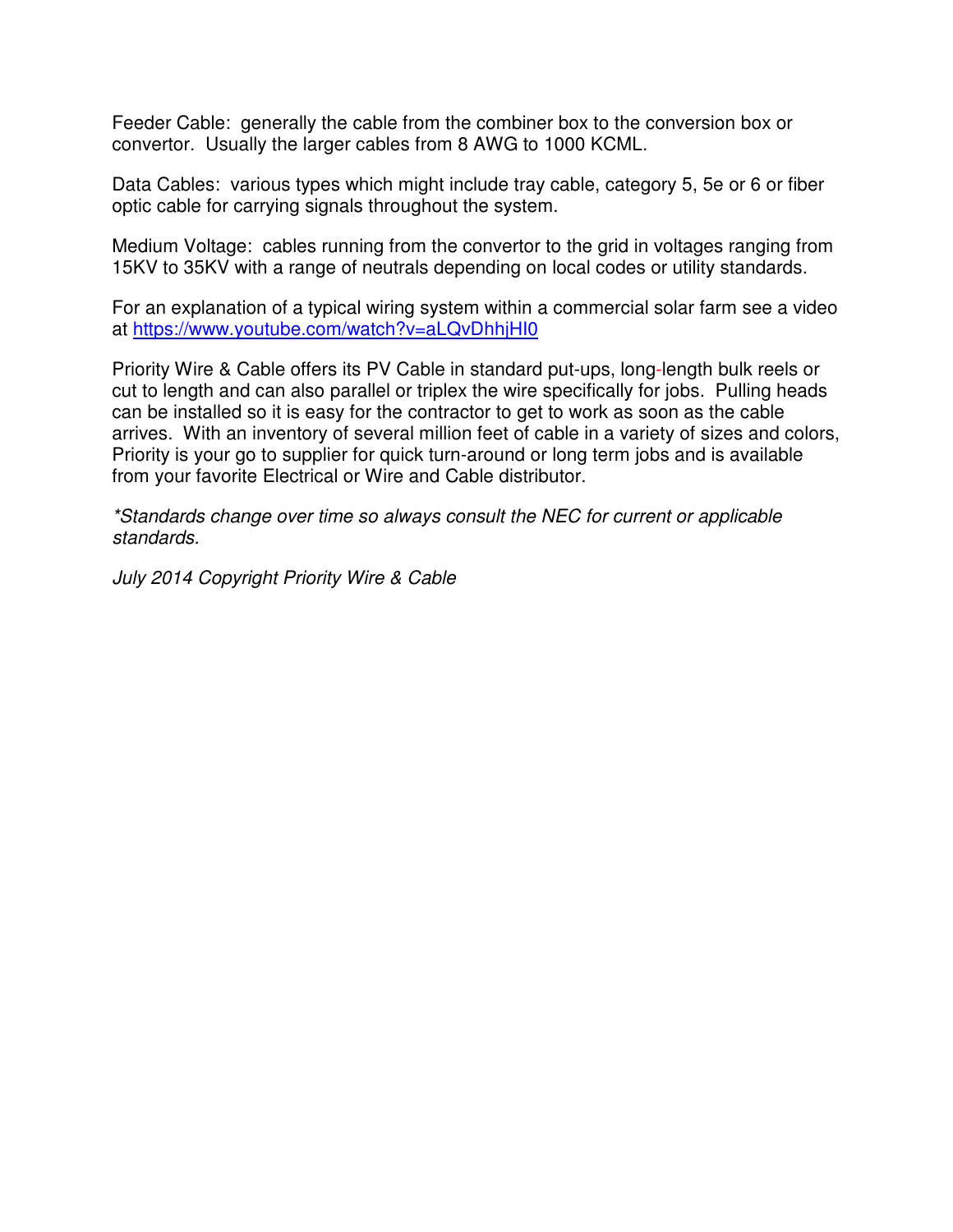Feeder Cable: generally the cable from the combiner box to the conversion box or convertor. Usually the larger cables from 8 AWG to 1000 KCML.

Data Cables: various types which might include tray cable, category 5, 5e or 6 or fiber optic cable for carrying signals throughout the system.

Medium Voltage: cables running from the convertor to the grid in voltages ranging from 15KV to 35KV with a range of neutrals depending on local codes or utility standards.

For an explanation of a typical wiring system within a commercial solar farm see a video at https://www.youtube.com/watch?v=aLQvDhhjHI0

Priority Wire & Cable offers its PV Cable in standard put-ups, long-length bulk reels or cut to length and can also parallel or triplex the wire specifically for jobs. Pulling heads can be installed so it is easy for the contractor to get to work as soon as the cable arrives. With an inventory of several million feet of cable in a variety of sizes and colors, Priority is your go to supplier for quick turn-around or long term jobs and is available from your favorite Electrical or Wire and Cable distributor.

*\*Standards change over time so always consult the NEC for current or applicable standards.*

*July 2014 Copyright Priority Wire & Cable*